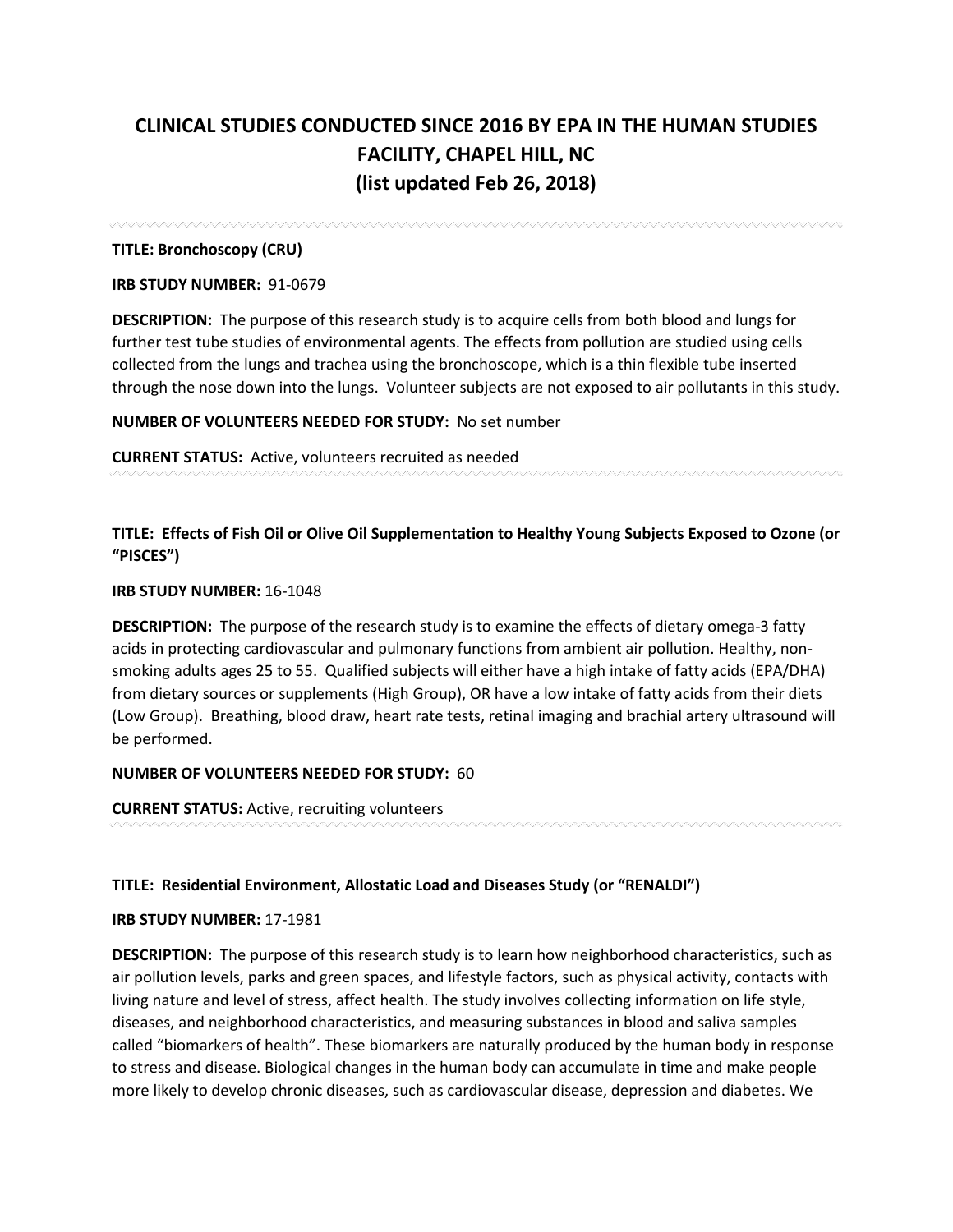# CLINICAL STUDIES CONDUCTED SINCE 2016 BY EPA IN THE HUMAN STUDIES FACILITY, CHAPEL HILL, NC
## (list updated Feb 26, 2018)

---

**TITLE: Bronchoscopy (CRU)**

**IRB STUDY NUMBER:** 91-0679

**DESCRIPTION:** The purpose of this research study is to acquire cells from both blood and lungs for further test tube studies of environmental agents. The effects from pollution are studied using cells collected from the lungs and trachea using the bronchoscope, which is a thin flexible tube inserted through the nose down into the lungs. Volunteer subjects are not exposed to air pollutants in this study.

**NUMBER OF VOLUNTEERS NEEDED FOR STUDY:** No set number

**CURRENT STATUS:** Active, volunteers recruited as needed

---

**TITLE: Effects of Fish Oil or Olive Oil Supplementation to Healthy Young Subjects Exposed to Ozone (or "PISCES")**

**IRB STUDY NUMBER:** 16-1048

**DESCRIPTION:** The purpose of the research study is to examine the effects of dietary omega-3 fatty acids in protecting cardiovascular and pulmonary functions from ambient air pollution. Healthy, non-smoking adults ages 25 to 55. Qualified subjects will either have a high intake of fatty acids (EPA/DHA) from dietary sources or supplements (High Group), OR have a low intake of fatty acids from their diets (Low Group). Breathing, blood draw, heart rate tests, retinal imaging and brachial artery ultrasound will be performed.

**NUMBER OF VOLUNTEERS NEEDED FOR STUDY:** 60

**CURRENT STATUS:** Active, recruiting volunteers

---

**TITLE: Residential Environment, Allostatic Load and Diseases Study (or "RENALDI")**

**IRB STUDY NUMBER:** 17-1981

**DESCRIPTION:** The purpose of this research study is to learn how neighborhood characteristics, such as air pollution levels, parks and green spaces, and lifestyle factors, such as physical activity, contacts with living nature and level of stress, affect health. The study involves collecting information on life style, diseases, and neighborhood characteristics, and measuring substances in blood and saliva samples called "biomarkers of health". These biomarkers are naturally produced by the human body in response to stress and disease. Biological changes in the human body can accumulate in time and make people more likely to develop chronic diseases, such as cardiovascular disease, depression and diabetes. We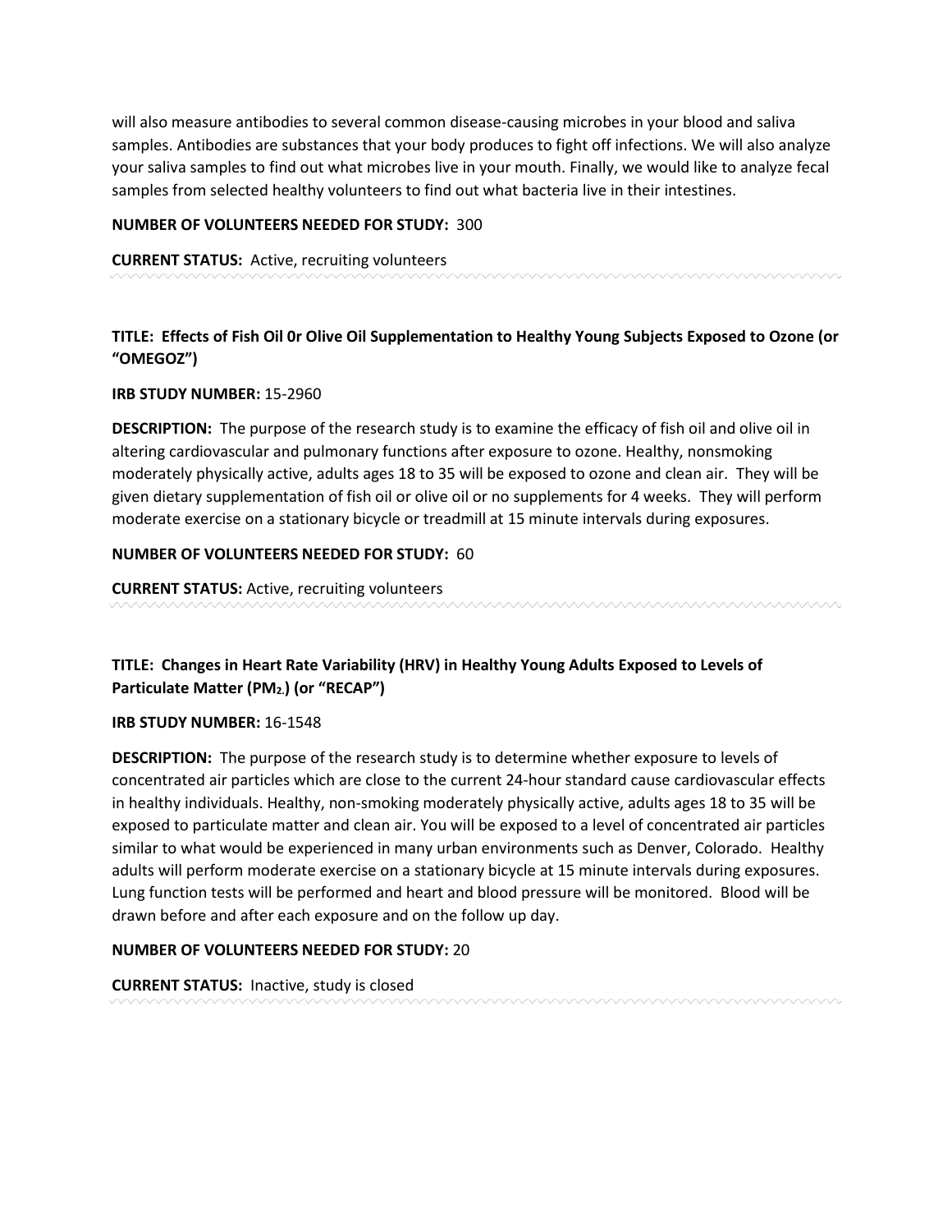will also measure antibodies to several common disease-causing microbes in your blood and saliva samples. Antibodies are substances that your body produces to fight off infections. We will also analyze your saliva samples to find out what microbes live in your mouth. Finally, we would like to analyze fecal samples from selected healthy volunteers to find out what bacteria live in their intestines.

**NUMBER OF VOLUNTEERS NEEDED FOR STUDY:** 300

**CURRENT STATUS:** Active, recruiting volunteers

---

**TITLE: Effects of Fish Oil 0r Olive Oil Supplementation to Healthy Young Subjects Exposed to Ozone (or "OMEGOZ")**

**IRB STUDY NUMBER:** 15-2960

**DESCRIPTION:** The purpose of the research study is to examine the efficacy of fish oil and olive oil in altering cardiovascular and pulmonary functions after exposure to ozone. Healthy, nonsmoking moderately physically active, adults ages 18 to 35 will be exposed to ozone and clean air. They will be given dietary supplementation of fish oil or olive oil or no supplements for 4 weeks. They will perform moderate exercise on a stationary bicycle or treadmill at 15 minute intervals during exposures.

**NUMBER OF VOLUNTEERS NEEDED FOR STUDY:** 60

**CURRENT STATUS:** Active, recruiting volunteers

---

**TITLE: Changes in Heart Rate Variability (HRV) in Healthy Young Adults Exposed to Levels of Particulate Matter ($PM_{2.}$) (or "RECAP")**

**IRB STUDY NUMBER:** 16-1548

**DESCRIPTION:** The purpose of the research study is to determine whether exposure to levels of concentrated air particles which are close to the current 24-hour standard cause cardiovascular effects in healthy individuals. Healthy, non-smoking moderately physically active, adults ages 18 to 35 will be exposed to particulate matter and clean air. You will be exposed to a level of concentrated air particles similar to what would be experienced in many urban environments such as Denver, Colorado. Healthy adults will perform moderate exercise on a stationary bicycle at 15 minute intervals during exposures. Lung function tests will be performed and heart and blood pressure will be monitored. Blood will be drawn before and after each exposure and on the follow up day.

**NUMBER OF VOLUNTEERS NEEDED FOR STUDY:** 20

**CURRENT STATUS:** Inactive, study is closed

---